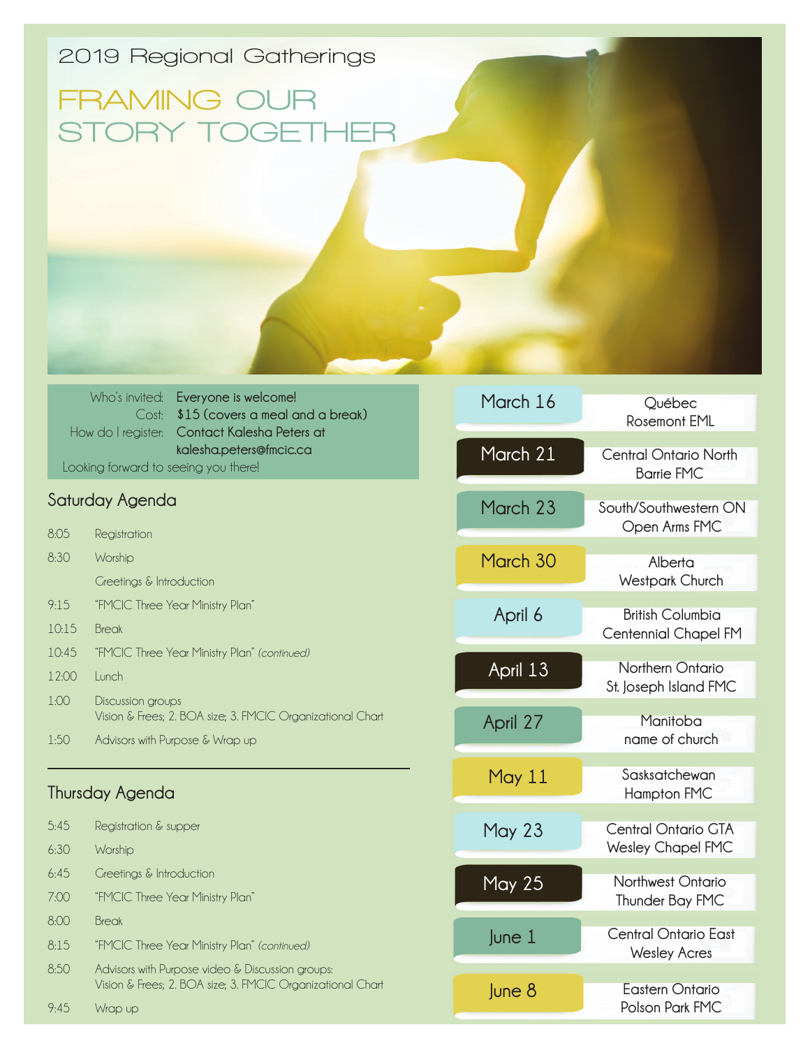2019 Regional Gatherings

# FRAMING OUR STORY TOGETHER

Who's invited: Everyone is welcome!
Cost: $15 (covers a meal and a break)
How do I register: Contact Kalesha Peters at kalesha.peters@fmcic.ca

Looking forward to seeing you there!

## Saturday Agenda

| | |
|---|---|
| 8:05 | Registration |
| 8:30 | Worship |
| | Greetings & Introduction |
| 9:15 | "FMCIC Three Year Ministry Plan" |
| 10:15 | Break |
| 10:45 | "FMCIC Three Year Ministry Plan" *(continued)* |
| 12:00 | Lunch |
| 1:00 | Discussion groups<br>Vision & Frees; 2. BOA size; 3. FMCIC Organizational Chart |
| 1:50 | Advisors with Purpose & Wrap up |

## Thursday Agenda

| | |
|---|---|
| 5:45 | Registration & supper |
| 6:30 | Worship |
| 6:45 | Greetings & Introduction |
| 7:00 | "FMCIC Three Year Ministry Plan" |
| 8:00 | Break |
| 8:15 | "FMCIC Three Year Ministry Plan" *(continued)* |
| 8:50 | Advisors with Purpose video & Discussion groups:<br>Vision & Frees; 2. BOA size; 3. FMCIC Organizational Chart |
| 9:45 | Wrap up |

| Date | Region / Location |
|---|---|
| March 16 | Québec<br>Rosemont EML |
| March 21 | Central Ontario North<br>Barrie FMC |
| March 23 | South/Southwestern ON<br>Open Arms FMC |
| March 30 | Alberta<br>Westpark Church |
| April 6 | British Columbia<br>Centennial Chapel FM |
| April 13 | Northern Ontario<br>St. Joseph Island FMC |
| April 27 | Manitoba<br>name of church |
| May 11 | Sasksatchewan<br>Hampton FMC |
| May 23 | Central Ontario GTA<br>Wesley Chapel FMC |
| May 25 | Northwest Ontario<br>Thunder Bay FMC |
| June 1 | Central Ontario East<br>Wesley Acres |
| June 8 | Eastern Ontario<br>Polson Park FMC |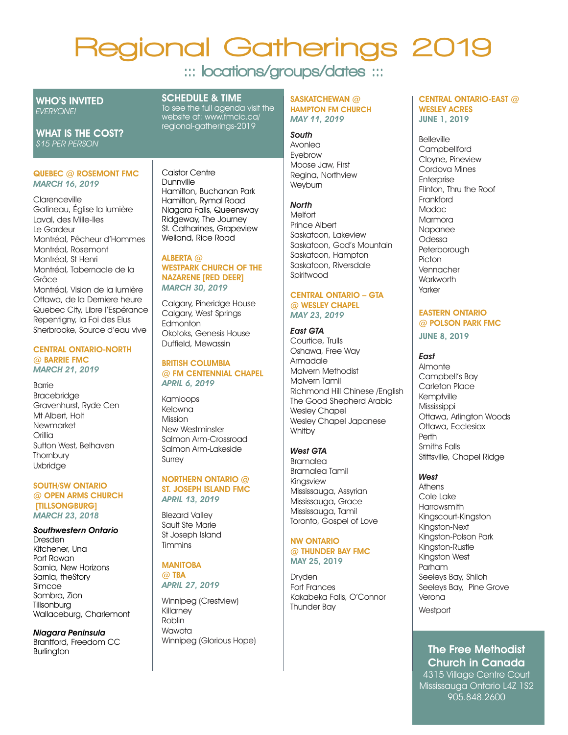# Regional Gatherings 2019

## ::: locations/groups/dates :::

**WHO'S INVITED**
*EVERYONE!*

**WHAT IS THE COST?**
*$15 PER PERSON*

**SCHEDULE & TIME**
To see the full agenda visit the website at: www.fmcic.ca/regional-gatherings-2019

### QUEBEC @ ROSEMONT FMC
***MARCH 16, 2019***

Clarenceville
Gatineau, Église la lumière
Laval, des Mille-Iles
Le Gardeur
Montréal, Pêcheur d'Hommes
Montréal, Rosemont
Montréal, St Henri
Montréal, Tabernacle de la Grâce
Montréal, Vision de la lumière
Ottawa, de la Derniere heure
Quebec City, Libre l'Espérance
Repentigny, la Foi des Elus
Sherbrooke, Source d'eau vive

### CENTRAL ONTARIO-NORTH @ BARRIE FMC
***MARCH 21, 2019***

Barrie
Bracebridge
Gravenhurst, Ryde Cen
Mt Albert, Holt
Newmarket
Orillia
Sutton West, Belhaven
Thornbury
Uxbridge

### SOUTH/SW ONTARIO @ OPEN ARMS CHURCH [TILLSONGBURG]
***MARCH 23, 2018***

***Southwestern Ontario***
Dresden
Kitchener, Una
Port Rowan
Sarnia, New Horizons
Sarnia, theStory
Simcoe
Sombra, Zion
Tillsonburg
Wallaceburg, Charlemont

***Niagara Peninsula***
Brantford, Freedom CC
Burlington
Caistor Centre
Dunnville
Hamilton, Buchanan Park
Hamilton, Rymal Road
Niagara Falls, Queensway
Ridgeway, The Journey
St. Catharines, Grapeview
Welland, Rice Road

### ALBERTA @ WESTPARK CHURCH OF THE NAZARENE [RED DEER]
***MARCH 30, 2019***

Calgary, Pineridge House
Calgary, West Springs
Edmonton
Okotoks, Genesis House
Duffield, Mewassin

### BRITISH COLUMBIA @ FM CENTENNIAL CHAPEL
***APRIL 6, 2019***

Kamloops
Kelowna
Mission
New Westminster
Salmon Arm-Crossroad
Salmon Arm-Lakeside
Surrey

### NORTHERN ONTARIO @ ST. JOSEPH ISLAND FMC
***APRIL 13, 2019***

Blezard Valley
Sault Ste Marie
St Joseph Island
Timmins

### MANITOBA @ TBA
***APRIL 27, 2019***

Winnipeg (Crestview)
Killarney
Roblin
Wawota
Winnipeg (Glorious Hope)

### SASKATCHEWAN @ HAMPTON FM CHURCH
***MAY 11, 2019***

***South***
Avonlea
Eyebrow
Moose Jaw, First
Regina, Northview
Weyburn

***North***
Melfort
Prince Albert
Saskatoon, Lakeview
Saskatoon, God's Mountain
Saskatoon, Hampton
Saskatoon, Riversdale
Spiritwood

### CENTRAL ONTARIO – GTA @ WESLEY CHAPEL
***MAY 23, 2019***

***East GTA***
Courtice, Trulls
Oshawa, Free Way
Armadale
Malvern Methodist
Malvern Tamil
Richmond Hill Chinese /English
The Good Shepherd Arabic
Wesley Chapel
Wesley Chapel Japanese
Whitby

***West GTA***
Bramalea
Bramalea Tamil
Kingsview
Mississauga, Assyrian
Mississauga, Grace
Mississauga, Tamil
Toronto, Gospel of Love

### NW ONTARIO @ THUNDER BAY FMC
**MAY 25, 2019**

Dryden
Fort Frances
Kakabeka Falls, O'Connor
Thunder Bay

### CENTRAL ONTARIO-EAST @ WESLEY ACRES
**JUNE 1, 2019**

Belleville
Campbellford
Cloyne, Pineview
Cordova Mines
Enterprise
Flinton, Thru the Roof
Frankford
Madoc
Marmora
Napanee
Odessa
Peterborough
Picton
Vennacher
Warkworth
Yarker

### EASTERN ONTARIO @ POLSON PARK FMC
**JUNE 8, 2019**

***East***
Almonte
Campbell's Bay
Carleton Place
Kemptville
Mississippi
Ottawa, Arlington Woods
Ottawa, Ecclesiax
Perth
Smiths Falls
Stittsville, Chapel Ridge

***West***
Athens
Cole Lake
Harrowsmith
Kingscourt-Kingston
Kingston-Next
Kingston-Polson Park
Kingston-Rustle
Kingston West
Parham
Seeleys Bay, Shiloh
Seeleys Bay, Pine Grove
Verona
Westport

**The Free Methodist Church in Canada**
4315 Village Centre Court
Mississauga Ontario L4Z 1S2
905.848.2600